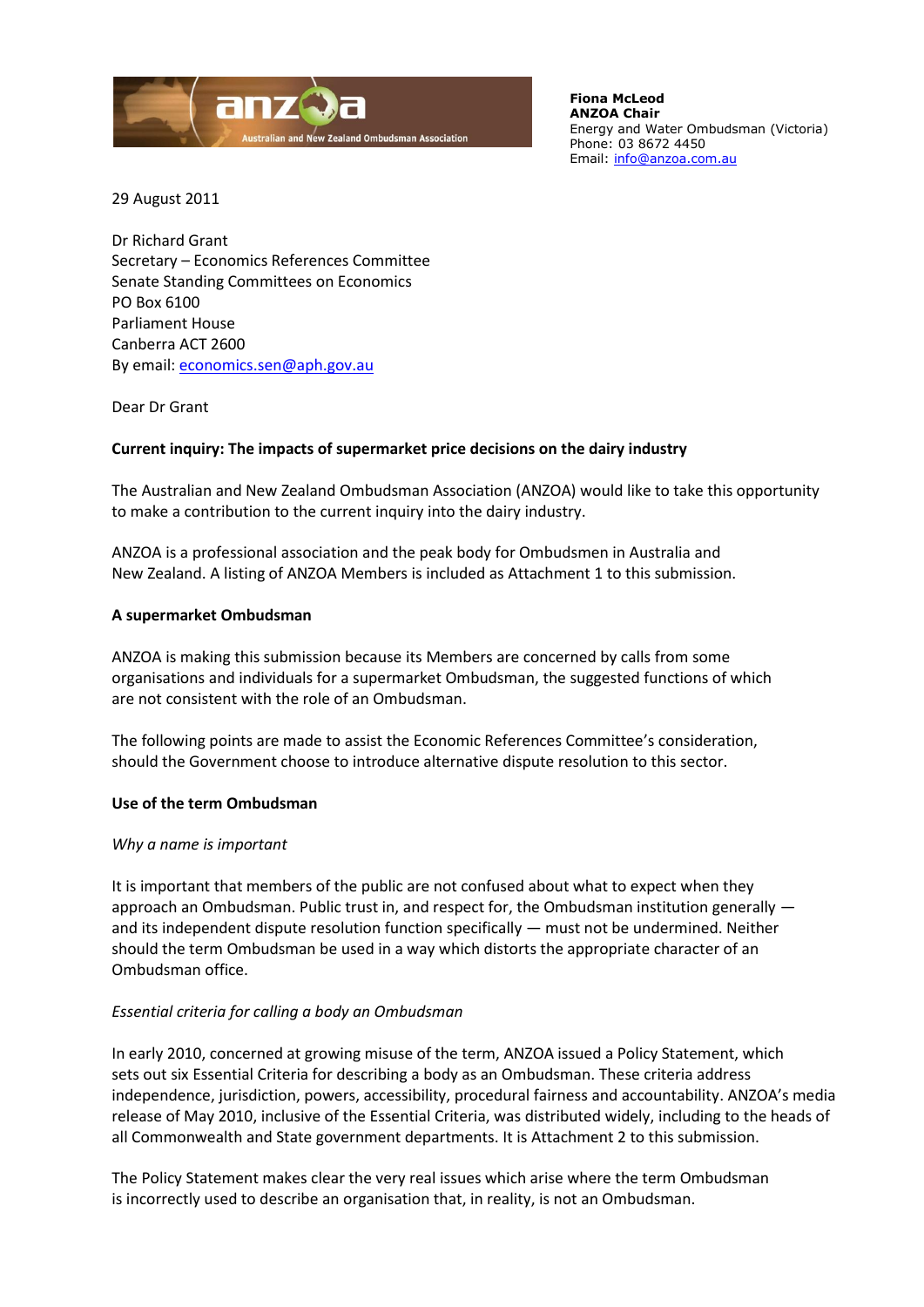**Fiona McLeod**
**ANZOA Chair**
Energy and Water Ombudsman (Victoria)
Phone: 03 8672 4450
Email: info@anzoa.com.au

29 August 2011

Dr Richard Grant
Secretary – Economics References Committee
Senate Standing Committees on Economics
PO Box 6100
Parliament House
Canberra ACT 2600
By email: economics.sen@aph.gov.au

Dear Dr Grant

**Current inquiry: The impacts of supermarket price decisions on the dairy industry**

The Australian and New Zealand Ombudsman Association (ANZOA) would like to take this opportunity to make a contribution to the current inquiry into the dairy industry.

ANZOA is a professional association and the peak body for Ombudsmen in Australia and New Zealand. A listing of ANZOA Members is included as Attachment 1 to this submission.

**A supermarket Ombudsman**

ANZOA is making this submission because its Members are concerned by calls from some organisations and individuals for a supermarket Ombudsman, the suggested functions of which are not consistent with the role of an Ombudsman.

The following points are made to assist the Economic References Committee's consideration, should the Government choose to introduce alternative dispute resolution to this sector.

**Use of the term Ombudsman**

*Why a name is important*

It is important that members of the public are not confused about what to expect when they approach an Ombudsman. Public trust in, and respect for, the Ombudsman institution generally — and its independent dispute resolution function specifically — must not be undermined. Neither should the term Ombudsman be used in a way which distorts the appropriate character of an Ombudsman office.

*Essential criteria for calling a body an Ombudsman*

In early 2010, concerned at growing misuse of the term, ANZOA issued a Policy Statement, which sets out six Essential Criteria for describing a body as an Ombudsman. These criteria address independence, jurisdiction, powers, accessibility, procedural fairness and accountability. ANZOA's media release of May 2010, inclusive of the Essential Criteria, was distributed widely, including to the heads of all Commonwealth and State government departments. It is Attachment 2 to this submission.

The Policy Statement makes clear the very real issues which arise where the term Ombudsman is incorrectly used to describe an organisation that, in reality, is not an Ombudsman.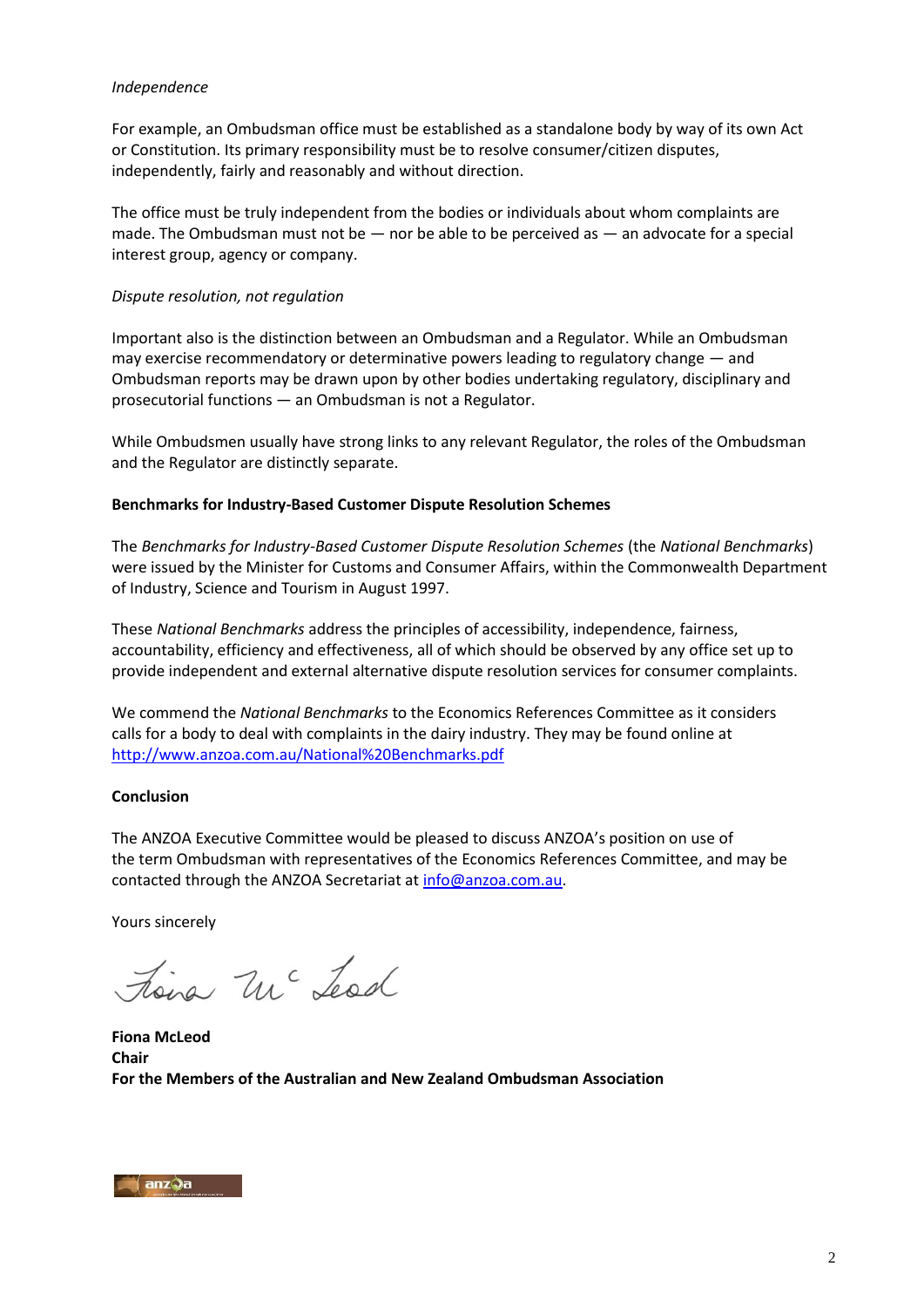*Independence*

For example, an Ombudsman office must be established as a standalone body by way of its own Act or Constitution. Its primary responsibility must be to resolve consumer/citizen disputes, independently, fairly and reasonably and without direction.

The office must be truly independent from the bodies or individuals about whom complaints are made. The Ombudsman must not be — nor be able to be perceived as — an advocate for a special interest group, agency or company.

*Dispute resolution, not regulation*

Important also is the distinction between an Ombudsman and a Regulator. While an Ombudsman may exercise recommendatory or determinative powers leading to regulatory change — and Ombudsman reports may be drawn upon by other bodies undertaking regulatory, disciplinary and prosecutorial functions — an Ombudsman is not a Regulator.

While Ombudsmen usually have strong links to any relevant Regulator, the roles of the Ombudsman and the Regulator are distinctly separate.

**Benchmarks for Industry-Based Customer Dispute Resolution Schemes**

The *Benchmarks for Industry-Based Customer Dispute Resolution Schemes* (the *National Benchmarks*) were issued by the Minister for Customs and Consumer Affairs, within the Commonwealth Department of Industry, Science and Tourism in August 1997.

These *National Benchmarks* address the principles of accessibility, independence, fairness, accountability, efficiency and effectiveness, all of which should be observed by any office set up to provide independent and external alternative dispute resolution services for consumer complaints.

We commend the *National Benchmarks* to the Economics References Committee as it considers calls for a body to deal with complaints in the dairy industry. They may be found online at [http://www.anzoa.com.au/National%20Benchmarks.pdf](http://www.anzoa.com.au/National%20Benchmarks.pdf)

**Conclusion**

The ANZOA Executive Committee would be pleased to discuss ANZOA's position on use of the term Ombudsman with representatives of the Economics References Committee, and may be contacted through the ANZOA Secretariat at [info@anzoa.com.au](mailto:info@anzoa.com.au).

Yours sincerely

Fiona McLeod

**Fiona McLeod**
**Chair**
**For the Members of the Australian and New Zealand Ombudsman Association**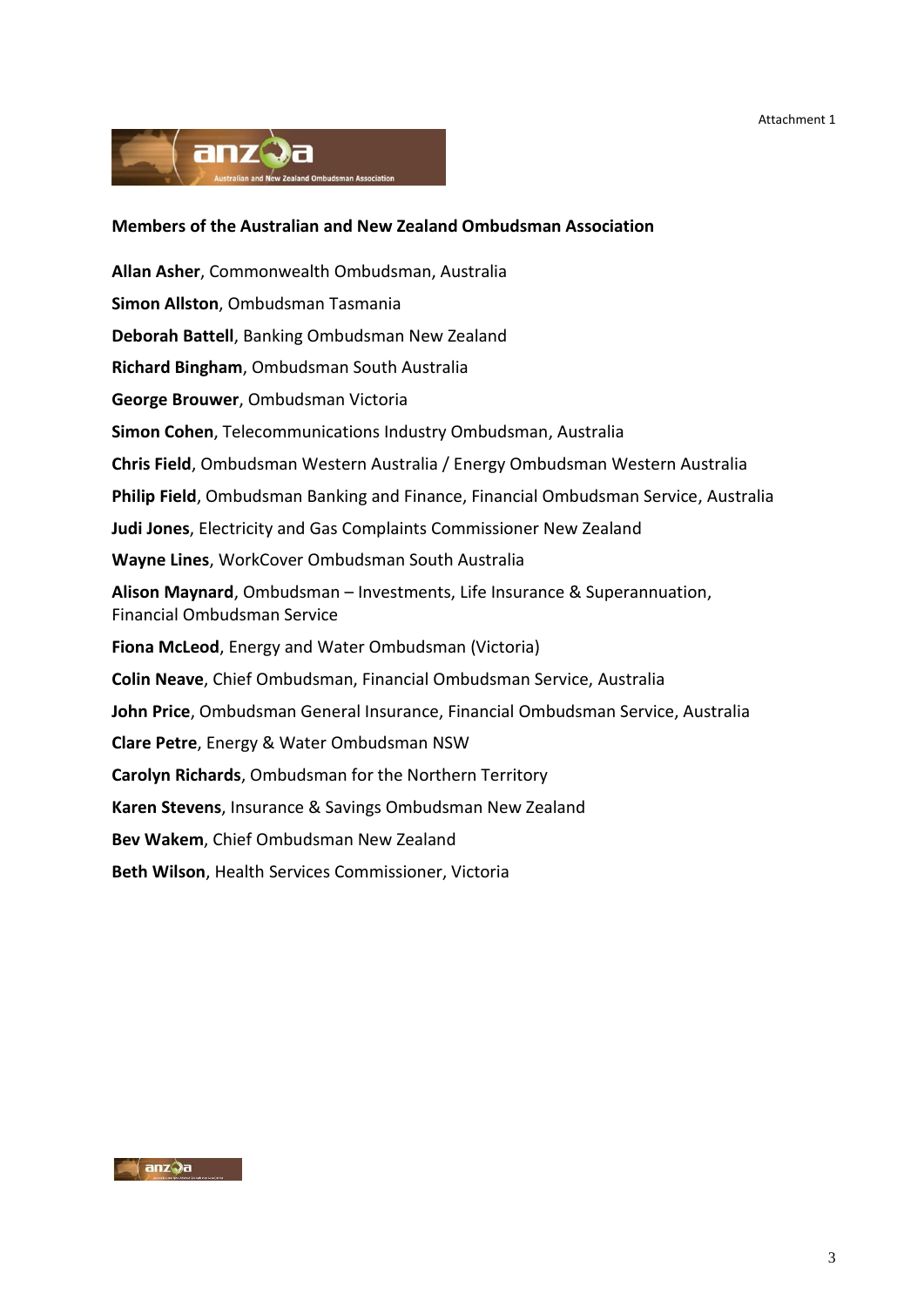Attachment 1

**Members of the Australian and New Zealand Ombudsman Association**

**Allan Asher**, Commonwealth Ombudsman, Australia

**Simon Allston**, Ombudsman Tasmania

**Deborah Battell**, Banking Ombudsman New Zealand

**Richard Bingham**, Ombudsman South Australia

**George Brouwer**, Ombudsman Victoria

**Simon Cohen**, Telecommunications Industry Ombudsman, Australia

**Chris Field**, Ombudsman Western Australia / Energy Ombudsman Western Australia

**Philip Field**, Ombudsman Banking and Finance, Financial Ombudsman Service, Australia

**Judi Jones**, Electricity and Gas Complaints Commissioner New Zealand

**Wayne Lines**, WorkCover Ombudsman South Australia

**Alison Maynard**, Ombudsman – Investments, Life Insurance & Superannuation, Financial Ombudsman Service

**Fiona McLeod**, Energy and Water Ombudsman (Victoria)

**Colin Neave**, Chief Ombudsman, Financial Ombudsman Service, Australia

**John Price**, Ombudsman General Insurance, Financial Ombudsman Service, Australia

**Clare Petre**, Energy & Water Ombudsman NSW

**Carolyn Richards**, Ombudsman for the Northern Territory

**Karen Stevens**, Insurance & Savings Ombudsman New Zealand

**Bev Wakem**, Chief Ombudsman New Zealand

**Beth Wilson**, Health Services Commissioner, Victoria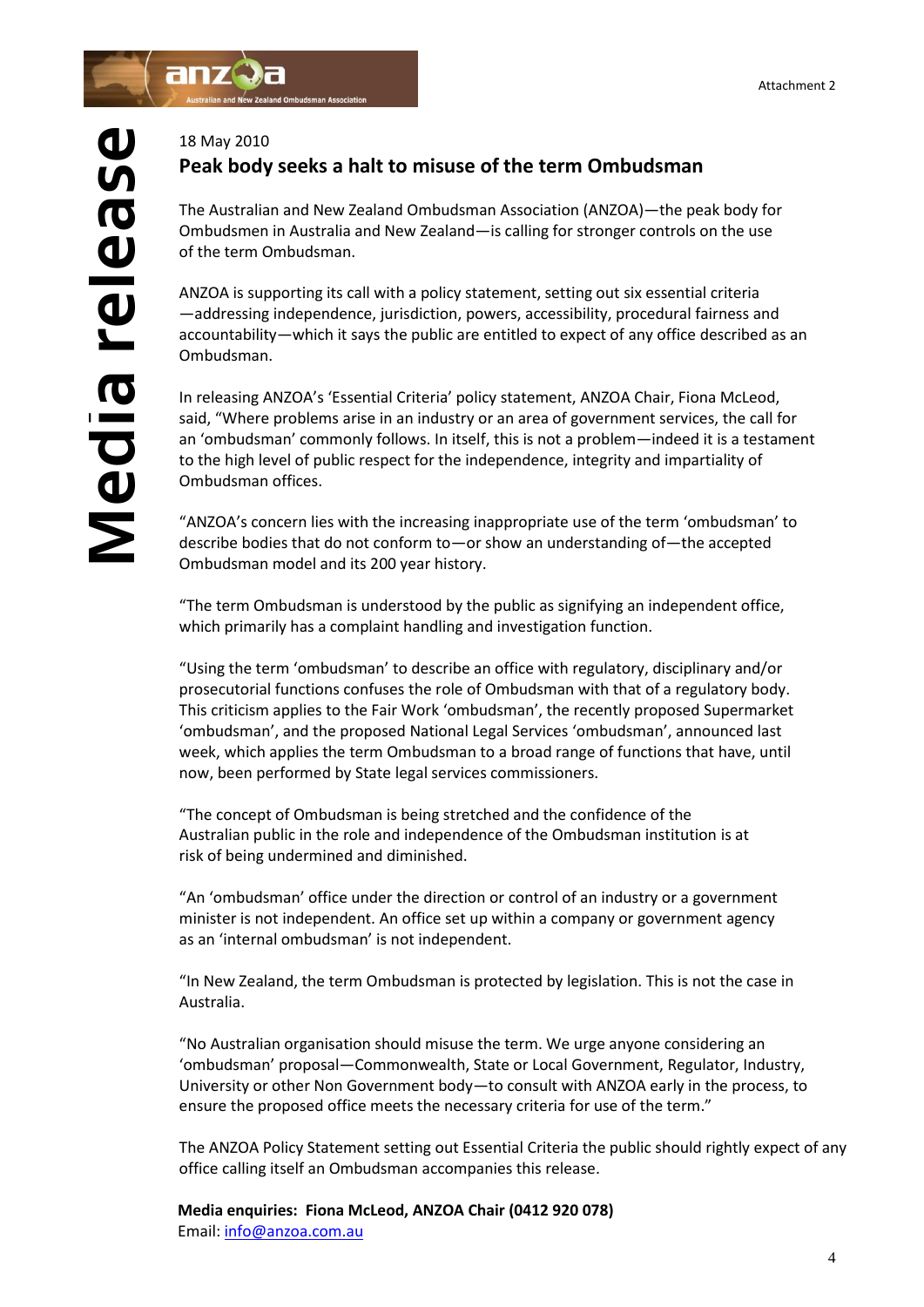Attachment 2

# Media release

18 May 2010

## Peak body seeks a halt to misuse of the term Ombudsman

The Australian and New Zealand Ombudsman Association (ANZOA)—the peak body for Ombudsmen in Australia and New Zealand—is calling for stronger controls on the use of the term Ombudsman.

ANZOA is supporting its call with a policy statement, setting out six essential criteria—addressing independence, jurisdiction, powers, accessibility, procedural fairness and accountability—which it says the public are entitled to expect of any office described as an Ombudsman.

In releasing ANZOA's 'Essential Criteria' policy statement, ANZOA Chair, Fiona McLeod, said, "Where problems arise in an industry or an area of government services, the call for an 'ombudsman' commonly follows. In itself, this is not a problem—indeed it is a testament to the high level of public respect for the independence, integrity and impartiality of Ombudsman offices.

"ANZOA's concern lies with the increasing inappropriate use of the term 'ombudsman' to describe bodies that do not conform to—or show an understanding of—the accepted Ombudsman model and its 200 year history.

"The term Ombudsman is understood by the public as signifying an independent office, which primarily has a complaint handling and investigation function.

"Using the term 'ombudsman' to describe an office with regulatory, disciplinary and/or prosecutorial functions confuses the role of Ombudsman with that of a regulatory body. This criticism applies to the Fair Work 'ombudsman', the recently proposed Supermarket 'ombudsman', and the proposed National Legal Services 'ombudsman', announced last week, which applies the term Ombudsman to a broad range of functions that have, until now, been performed by State legal services commissioners.

"The concept of Ombudsman is being stretched and the confidence of the Australian public in the role and independence of the Ombudsman institution is at risk of being undermined and diminished.

"An 'ombudsman' office under the direction or control of an industry or a government minister is not independent. An office set up within a company or government agency as an 'internal ombudsman' is not independent.

"In New Zealand, the term Ombudsman is protected by legislation. This is not the case in Australia.

"No Australian organisation should misuse the term. We urge anyone considering an 'ombudsman' proposal—Commonwealth, State or Local Government, Regulator, Industry, University or other Non Government body—to consult with ANZOA early in the process, to ensure the proposed office meets the necessary criteria for use of the term."

The ANZOA Policy Statement setting out Essential Criteria the public should rightly expect of any office calling itself an Ombudsman accompanies this release.

**Media enquiries: Fiona McLeod, ANZOA Chair (0412 920 078)**
Email: info@anzoa.com.au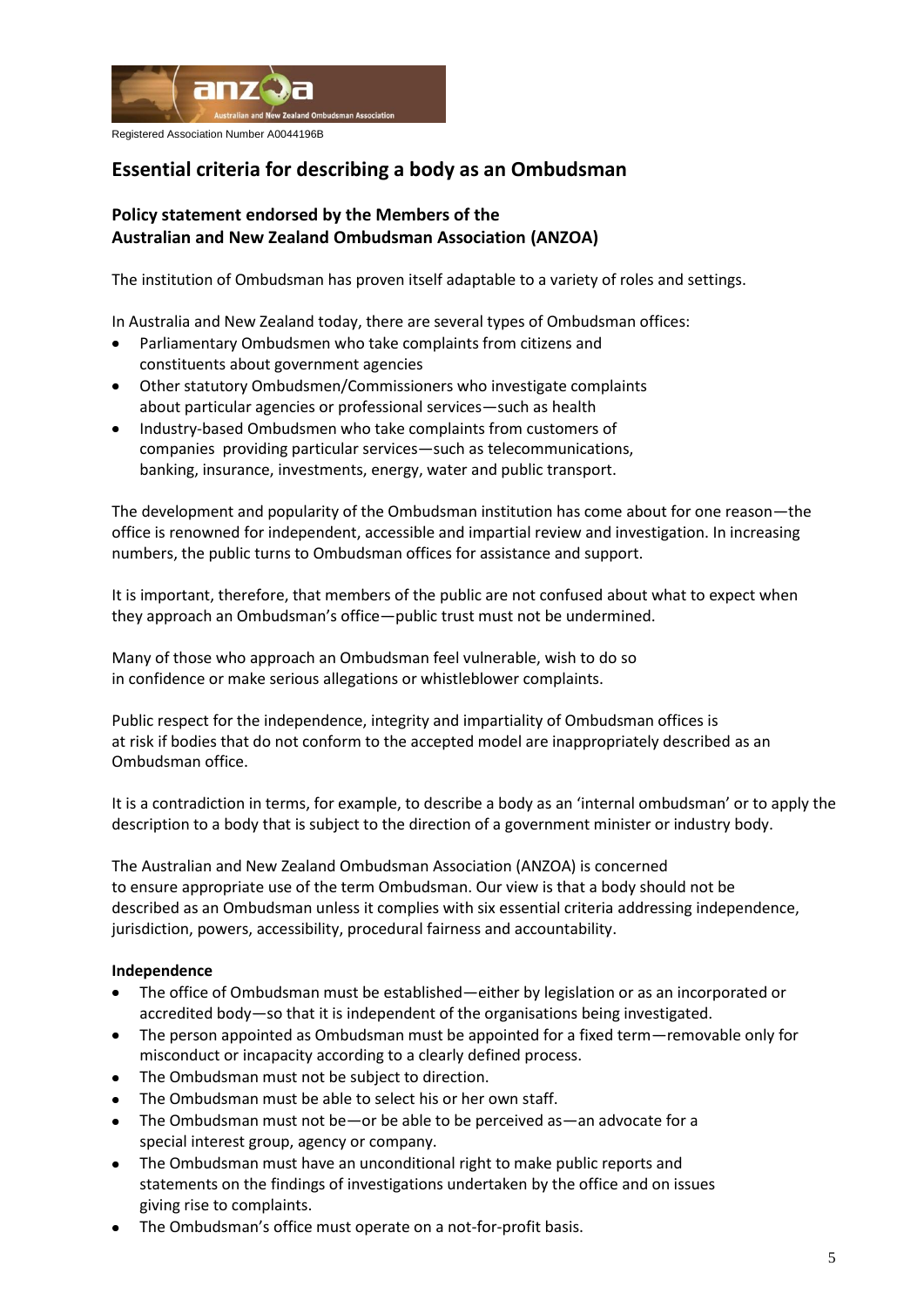Registered Association Number A0044196B

## Essential criteria for describing a body as an Ombudsman

### Policy statement endorsed by the Members of the Australian and New Zealand Ombudsman Association (ANZOA)

The institution of Ombudsman has proven itself adaptable to a variety of roles and settings.

In Australia and New Zealand today, there are several types of Ombudsman offices:

- Parliamentary Ombudsmen who take complaints from citizens and constituents about government agencies
- Other statutory Ombudsmen/Commissioners who investigate complaints about particular agencies or professional services—such as health
- Industry-based Ombudsmen who take complaints from customers of companies providing particular services—such as telecommunications, banking, insurance, investments, energy, water and public transport.

The development and popularity of the Ombudsman institution has come about for one reason—the office is renowned for independent, accessible and impartial review and investigation. In increasing numbers, the public turns to Ombudsman offices for assistance and support.

It is important, therefore, that members of the public are not confused about what to expect when they approach an Ombudsman's office—public trust must not be undermined.

Many of those who approach an Ombudsman feel vulnerable, wish to do so in confidence or make serious allegations or whistleblower complaints.

Public respect for the independence, integrity and impartiality of Ombudsman offices is at risk if bodies that do not conform to the accepted model are inappropriately described as an Ombudsman office.

It is a contradiction in terms, for example, to describe a body as an 'internal ombudsman' or to apply the description to a body that is subject to the direction of a government minister or industry body.

The Australian and New Zealand Ombudsman Association (ANZOA) is concerned to ensure appropriate use of the term Ombudsman. Our view is that a body should not be described as an Ombudsman unless it complies with six essential criteria addressing independence, jurisdiction, powers, accessibility, procedural fairness and accountability.

#### Independence

- The office of Ombudsman must be established—either by legislation or as an incorporated or accredited body—so that it is independent of the organisations being investigated.
- The person appointed as Ombudsman must be appointed for a fixed term—removable only for misconduct or incapacity according to a clearly defined process.
- The Ombudsman must not be subject to direction.
- The Ombudsman must be able to select his or her own staff.
- The Ombudsman must not be—or be able to be perceived as—an advocate for a special interest group, agency or company.
- The Ombudsman must have an unconditional right to make public reports and statements on the findings of investigations undertaken by the office and on issues giving rise to complaints.
- The Ombudsman's office must operate on a not-for-profit basis.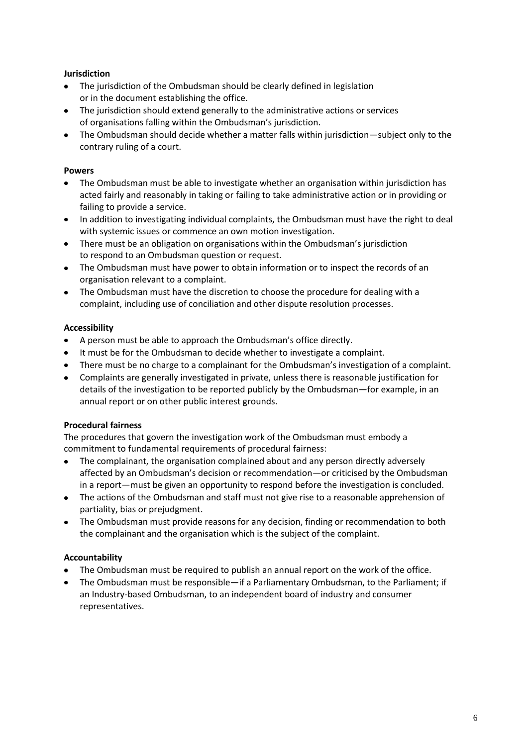**Jurisdiction**

- The jurisdiction of the Ombudsman should be clearly defined in legislation or in the document establishing the office.
- The jurisdiction should extend generally to the administrative actions or services of organisations falling within the Ombudsman's jurisdiction.
- The Ombudsman should decide whether a matter falls within jurisdiction—subject only to the contrary ruling of a court.

**Powers**

- The Ombudsman must be able to investigate whether an organisation within jurisdiction has acted fairly and reasonably in taking or failing to take administrative action or in providing or failing to provide a service.
- In addition to investigating individual complaints, the Ombudsman must have the right to deal with systemic issues or commence an own motion investigation.
- There must be an obligation on organisations within the Ombudsman's jurisdiction to respond to an Ombudsman question or request.
- The Ombudsman must have power to obtain information or to inspect the records of an organisation relevant to a complaint.
- The Ombudsman must have the discretion to choose the procedure for dealing with a complaint, including use of conciliation and other dispute resolution processes.

**Accessibility**

- A person must be able to approach the Ombudsman's office directly.
- It must be for the Ombudsman to decide whether to investigate a complaint.
- There must be no charge to a complainant for the Ombudsman's investigation of a complaint.
- Complaints are generally investigated in private, unless there is reasonable justification for details of the investigation to be reported publicly by the Ombudsman—for example, in an annual report or on other public interest grounds.

**Procedural fairness**

The procedures that govern the investigation work of the Ombudsman must embody a commitment to fundamental requirements of procedural fairness:

- The complainant, the organisation complained about and any person directly adversely affected by an Ombudsman's decision or recommendation—or criticised by the Ombudsman in a report—must be given an opportunity to respond before the investigation is concluded.
- The actions of the Ombudsman and staff must not give rise to a reasonable apprehension of partiality, bias or prejudgment.
- The Ombudsman must provide reasons for any decision, finding or recommendation to both the complainant and the organisation which is the subject of the complaint.

**Accountability**

- The Ombudsman must be required to publish an annual report on the work of the office.
- The Ombudsman must be responsible—if a Parliamentary Ombudsman, to the Parliament; if an Industry-based Ombudsman, to an independent board of industry and consumer representatives.